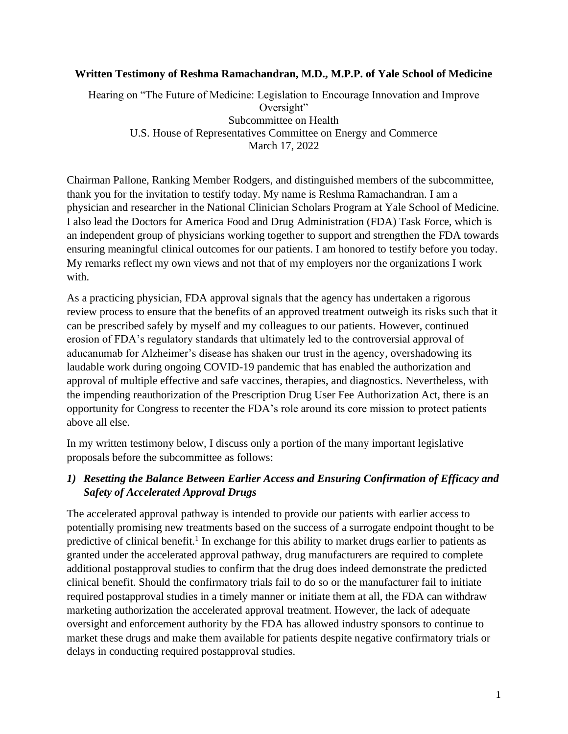**Written Testimony of Reshma Ramachandran, M.D., M.P.P. of Yale School of Medicine**

Hearing on "The Future of Medicine: Legislation to Encourage Innovation and Improve Oversight"
Subcommittee on Health
U.S. House of Representatives Committee on Energy and Commerce
March 17, 2022

Chairman Pallone, Ranking Member Rodgers, and distinguished members of the subcommittee, thank you for the invitation to testify today. My name is Reshma Ramachandran. I am a physician and researcher in the National Clinician Scholars Program at Yale School of Medicine. I also lead the Doctors for America Food and Drug Administration (FDA) Task Force, which is an independent group of physicians working together to support and strengthen the FDA towards ensuring meaningful clinical outcomes for our patients. I am honored to testify before you today. My remarks reflect my own views and not that of my employers nor the organizations I work with.

As a practicing physician, FDA approval signals that the agency has undertaken a rigorous review process to ensure that the benefits of an approved treatment outweigh its risks such that it can be prescribed safely by myself and my colleagues to our patients. However, continued erosion of FDA's regulatory standards that ultimately led to the controversial approval of aducanumab for Alzheimer's disease has shaken our trust in the agency, overshadowing its laudable work during ongoing COVID-19 pandemic that has enabled the authorization and approval of multiple effective and safe vaccines, therapies, and diagnostics. Nevertheless, with the impending reauthorization of the Prescription Drug User Fee Authorization Act, there is an opportunity for Congress to recenter the FDA's role around its core mission to protect patients above all else.

In my written testimony below, I discuss only a portion of the many important legislative proposals before the subcommittee as follows:

***1) Resetting the Balance Between Earlier Access and Ensuring Confirmation of Efficacy and Safety of Accelerated Approval Drugs***

The accelerated approval pathway is intended to provide our patients with earlier access to potentially promising new treatments based on the success of a surrogate endpoint thought to be predictive of clinical benefit.[1] In exchange for this ability to market drugs earlier to patients as granted under the accelerated approval pathway, drug manufacturers are required to complete additional postapproval studies to confirm that the drug does indeed demonstrate the predicted clinical benefit. Should the confirmatory trials fail to do so or the manufacturer fail to initiate required postapproval studies in a timely manner or initiate them at all, the FDA can withdraw marketing authorization the accelerated approval treatment. However, the lack of adequate oversight and enforcement authority by the FDA has allowed industry sponsors to continue to market these drugs and make them available for patients despite negative confirmatory trials or delays in conducting required postapproval studies.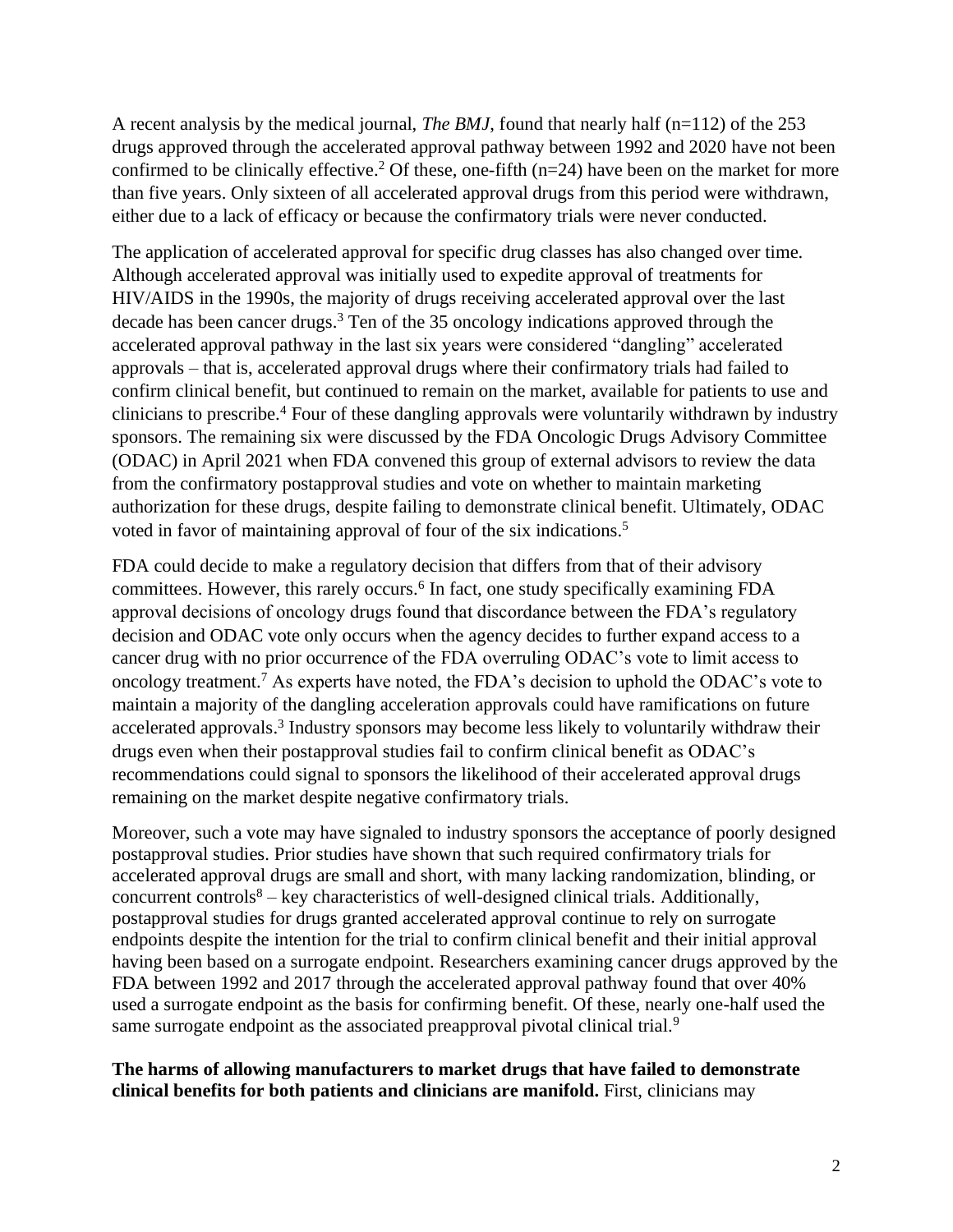A recent analysis by the medical journal, *The BMJ*, found that nearly half (n=112) of the 253 drugs approved through the accelerated approval pathway between 1992 and 2020 have not been confirmed to be clinically effective.[2] Of these, one-fifth (n=24) have been on the market for more than five years. Only sixteen of all accelerated approval drugs from this period were withdrawn, either due to a lack of efficacy or because the confirmatory trials were never conducted.

The application of accelerated approval for specific drug classes has also changed over time. Although accelerated approval was initially used to expedite approval of treatments for HIV/AIDS in the 1990s, the majority of drugs receiving accelerated approval over the last decade has been cancer drugs.[3] Ten of the 35 oncology indications approved through the accelerated approval pathway in the last six years were considered "dangling" accelerated approvals – that is, accelerated approval drugs where their confirmatory trials had failed to confirm clinical benefit, but continued to remain on the market, available for patients to use and clinicians to prescribe.[4] Four of these dangling approvals were voluntarily withdrawn by industry sponsors. The remaining six were discussed by the FDA Oncologic Drugs Advisory Committee (ODAC) in April 2021 when FDA convened this group of external advisors to review the data from the confirmatory postapproval studies and vote on whether to maintain marketing authorization for these drugs, despite failing to demonstrate clinical benefit. Ultimately, ODAC voted in favor of maintaining approval of four of the six indications.[5]

FDA could decide to make a regulatory decision that differs from that of their advisory committees. However, this rarely occurs.[6] In fact, one study specifically examining FDA approval decisions of oncology drugs found that discordance between the FDA's regulatory decision and ODAC vote only occurs when the agency decides to further expand access to a cancer drug with no prior occurrence of the FDA overruling ODAC's vote to limit access to oncology treatment.[7] As experts have noted, the FDA's decision to uphold the ODAC's vote to maintain a majority of the dangling acceleration approvals could have ramifications on future accelerated approvals.[3] Industry sponsors may become less likely to voluntarily withdraw their drugs even when their postapproval studies fail to confirm clinical benefit as ODAC's recommendations could signal to sponsors the likelihood of their accelerated approval drugs remaining on the market despite negative confirmatory trials.

Moreover, such a vote may have signaled to industry sponsors the acceptance of poorly designed postapproval studies. Prior studies have shown that such required confirmatory trials for accelerated approval drugs are small and short, with many lacking randomization, blinding, or concurrent controls[8] – key characteristics of well-designed clinical trials. Additionally, postapproval studies for drugs granted accelerated approval continue to rely on surrogate endpoints despite the intention for the trial to confirm clinical benefit and their initial approval having been based on a surrogate endpoint. Researchers examining cancer drugs approved by the FDA between 1992 and 2017 through the accelerated approval pathway found that over 40% used a surrogate endpoint as the basis for confirming benefit. Of these, nearly one-half used the same surrogate endpoint as the associated preapproval pivotal clinical trial.[9]

**The harms of allowing manufacturers to market drugs that have failed to demonstrate clinical benefits for both patients and clinicians are manifold.** First, clinicians may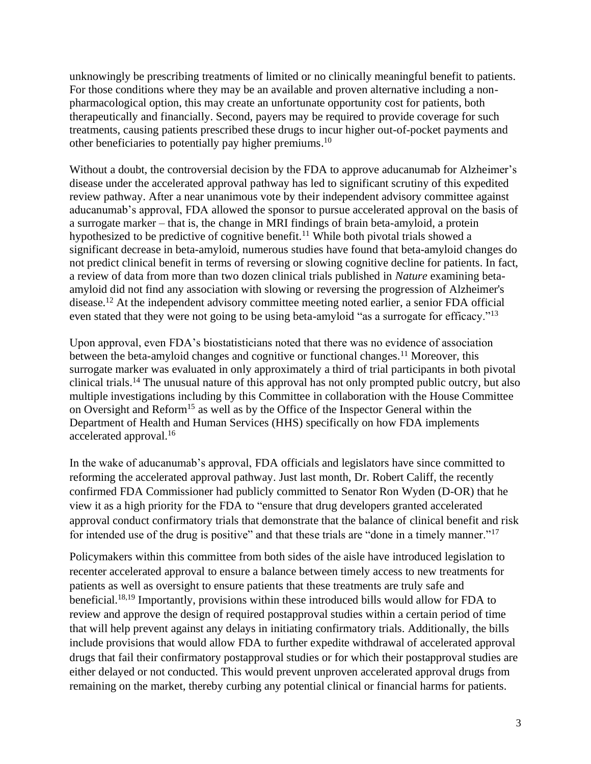unknowingly be prescribing treatments of limited or no clinically meaningful benefit to patients. For those conditions where they may be an available and proven alternative including a non-pharmacological option, this may create an unfortunate opportunity cost for patients, both therapeutically and financially. Second, payers may be required to provide coverage for such treatments, causing patients prescribed these drugs to incur higher out-of-pocket payments and other beneficiaries to potentially pay higher premiums.[10]

Without a doubt, the controversial decision by the FDA to approve aducanumab for Alzheimer's disease under the accelerated approval pathway has led to significant scrutiny of this expedited review pathway. After a near unanimous vote by their independent advisory committee against aducanumab's approval, FDA allowed the sponsor to pursue accelerated approval on the basis of a surrogate marker – that is, the change in MRI findings of brain beta-amyloid, a protein hypothesized to be predictive of cognitive benefit.[11] While both pivotal trials showed a significant decrease in beta-amyloid, numerous studies have found that beta-amyloid changes do not predict clinical benefit in terms of reversing or slowing cognitive decline for patients. In fact, a review of data from more than two dozen clinical trials published in *Nature* examining beta-amyloid did not find any association with slowing or reversing the progression of Alzheimer's disease.[12] At the independent advisory committee meeting noted earlier, a senior FDA official even stated that they were not going to be using beta-amyloid "as a surrogate for efficacy."[13]

Upon approval, even FDA's biostatisticians noted that there was no evidence of association between the beta-amyloid changes and cognitive or functional changes.[11] Moreover, this surrogate marker was evaluated in only approximately a third of trial participants in both pivotal clinical trials.[14] The unusual nature of this approval has not only prompted public outcry, but also multiple investigations including by this Committee in collaboration with the House Committee on Oversight and Reform[15] as well as by the Office of the Inspector General within the Department of Health and Human Services (HHS) specifically on how FDA implements accelerated approval.[16]

In the wake of aducanumab's approval, FDA officials and legislators have since committed to reforming the accelerated approval pathway. Just last month, Dr. Robert Califf, the recently confirmed FDA Commissioner had publicly committed to Senator Ron Wyden (D-OR) that he view it as a high priority for the FDA to "ensure that drug developers granted accelerated approval conduct confirmatory trials that demonstrate that the balance of clinical benefit and risk for intended use of the drug is positive" and that these trials are "done in a timely manner."[17]

Policymakers within this committee from both sides of the aisle have introduced legislation to recenter accelerated approval to ensure a balance between timely access to new treatments for patients as well as oversight to ensure patients that these treatments are truly safe and beneficial.[18,19] Importantly, provisions within these introduced bills would allow for FDA to review and approve the design of required postapproval studies within a certain period of time that will help prevent against any delays in initiating confirmatory trials. Additionally, the bills include provisions that would allow FDA to further expedite withdrawal of accelerated approval drugs that fail their confirmatory postapproval studies or for which their postapproval studies are either delayed or not conducted. This would prevent unproven accelerated approval drugs from remaining on the market, thereby curbing any potential clinical or financial harms for patients.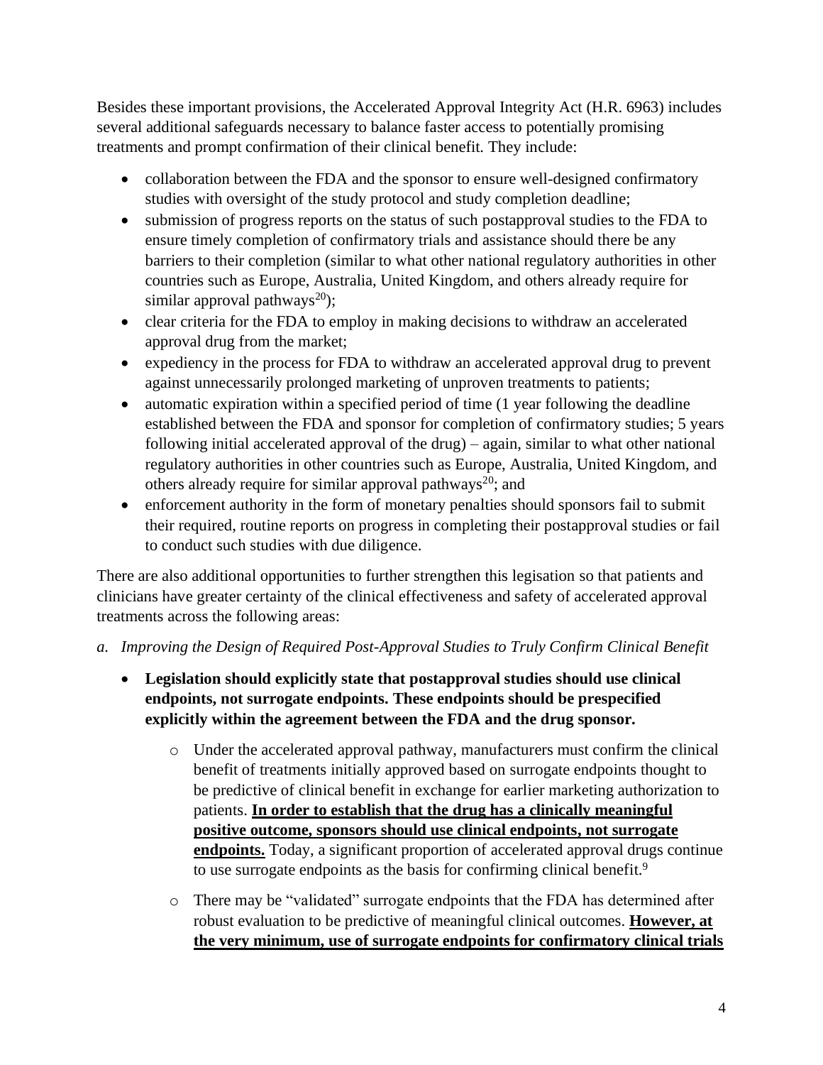Besides these important provisions, the Accelerated Approval Integrity Act (H.R. 6963) includes several additional safeguards necessary to balance faster access to potentially promising treatments and prompt confirmation of their clinical benefit. They include:

- collaboration between the FDA and the sponsor to ensure well-designed confirmatory studies with oversight of the study protocol and study completion deadline;
- submission of progress reports on the status of such postapproval studies to the FDA to ensure timely completion of confirmatory trials and assistance should there be any barriers to their completion (similar to what other national regulatory authorities in other countries such as Europe, Australia, United Kingdom, and others already require for similar approval pathways[20]);
- clear criteria for the FDA to employ in making decisions to withdraw an accelerated approval drug from the market;
- expediency in the process for FDA to withdraw an accelerated approval drug to prevent against unnecessarily prolonged marketing of unproven treatments to patients;
- automatic expiration within a specified period of time (1 year following the deadline established between the FDA and sponsor for completion of confirmatory studies; 5 years following initial accelerated approval of the drug) – again, similar to what other national regulatory authorities in other countries such as Europe, Australia, United Kingdom, and others already require for similar approval pathways[20]; and
- enforcement authority in the form of monetary penalties should sponsors fail to submit their required, routine reports on progress in completing their postapproval studies or fail to conduct such studies with due diligence.

There are also additional opportunities to further strengthen this legislation so that patients and clinicians have greater certainty of the clinical effectiveness and safety of accelerated approval treatments across the following areas:

*a. Improving the Design of Required Post-Approval Studies to Truly Confirm Clinical Benefit*

- **Legislation should explicitly state that postapproval studies should use clinical endpoints, not surrogate endpoints. These endpoints should be prespecified explicitly within the agreement between the FDA and the drug sponsor.**
    - Under the accelerated approval pathway, manufacturers must confirm the clinical benefit of treatments initially approved based on surrogate endpoints thought to be predictive of clinical benefit in exchange for earlier marketing authorization to patients. **<u>In order to establish that the drug has a clinically meaningful positive outcome, sponsors should use clinical endpoints, not surrogate endpoints.</u>** Today, a significant proportion of accelerated approval drugs continue to use surrogate endpoints as the basis for confirming clinical benefit.[9]
    - There may be "validated" surrogate endpoints that the FDA has determined after robust evaluation to be predictive of meaningful clinical outcomes. **<u>However, at the very minimum, use of surrogate endpoints for confirmatory clinical trials</u>**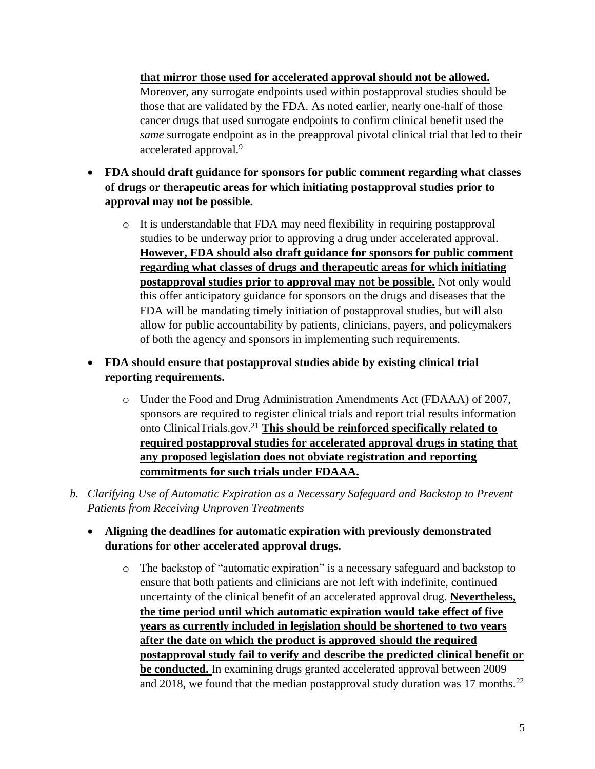**that mirror those used for accelerated approval should not be allowed.** Moreover, any surrogate endpoints used within postapproval studies should be those that are validated by the FDA. As noted earlier, nearly one-half of those cancer drugs that used surrogate endpoints to confirm clinical benefit used the *same* surrogate endpoint as in the preapproval pivotal clinical trial that led to their accelerated approval.[9]

- **FDA should draft guidance for sponsors for public comment regarding what classes of drugs or therapeutic areas for which initiating postapproval studies prior to approval may not be possible.**
  - It is understandable that FDA may need flexibility in requiring postapproval studies to be underway prior to approving a drug under accelerated approval. **However, FDA should also draft guidance for sponsors for public comment regarding what classes of drugs and therapeutic areas for which initiating postapproval studies prior to approval may not be possible.** Not only would this offer anticipatory guidance for sponsors on the drugs and diseases that the FDA will be mandating timely initiation of postapproval studies, but will also allow for public accountability by patients, clinicians, payers, and policymakers of both the agency and sponsors in implementing such requirements.
- **FDA should ensure that postapproval studies abide by existing clinical trial reporting requirements.**
  - Under the Food and Drug Administration Amendments Act (FDAAA) of 2007, sponsors are required to register clinical trials and report trial results information onto ClinicalTrials.gov.[21] **This should be reinforced specifically related to required postapproval studies for accelerated approval drugs in stating that any proposed legislation does not obviate registration and reporting commitments for such trials under FDAAA.**

*b. Clarifying Use of Automatic Expiration as a Necessary Safeguard and Backstop to Prevent Patients from Receiving Unproven Treatments*

- **Aligning the deadlines for automatic expiration with previously demonstrated durations for other accelerated approval drugs.**
  - The backstop of "automatic expiration" is a necessary safeguard and backstop to ensure that both patients and clinicians are not left with indefinite, continued uncertainty of the clinical benefit of an accelerated approval drug. **Nevertheless, the time period until which automatic expiration would take effect of five years as currently included in legislation should be shortened to two years after the date on which the product is approved should the required postapproval study fail to verify and describe the predicted clinical benefit or be conducted.** In examining drugs granted accelerated approval between 2009 and 2018, we found that the median postapproval study duration was 17 months.[22]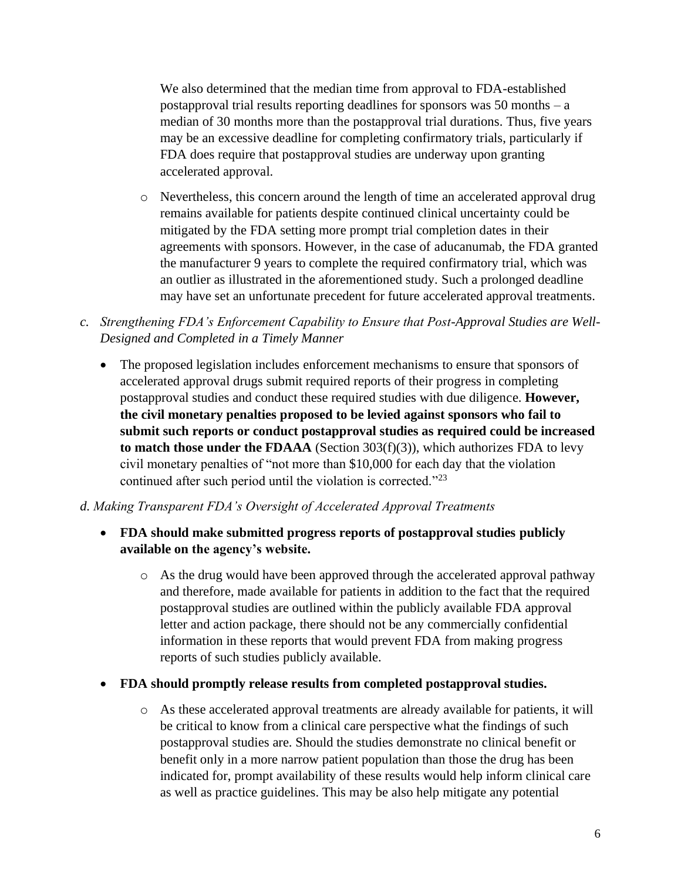We also determined that the median time from approval to FDA-established postapproval trial results reporting deadlines for sponsors was 50 months – a median of 30 months more than the postapproval trial durations. Thus, five years may be an excessive deadline for completing confirmatory trials, particularly if FDA does require that postapproval studies are underway upon granting accelerated approval.

- Nevertheless, this concern around the length of time an accelerated approval drug remains available for patients despite continued clinical uncertainty could be mitigated by the FDA setting more prompt trial completion dates in their agreements with sponsors. However, in the case of aducanumab, the FDA granted the manufacturer 9 years to complete the required confirmatory trial, which was an outlier as illustrated in the aforementioned study. Such a prolonged deadline may have set an unfortunate precedent for future accelerated approval treatments.

*c. Strengthening FDA's Enforcement Capability to Ensure that Post-Approval Studies are Well-Designed and Completed in a Timely Manner*

- The proposed legislation includes enforcement mechanisms to ensure that sponsors of accelerated approval drugs submit required reports of their progress in completing postapproval studies and conduct these required studies with due diligence. **However, the civil monetary penalties proposed to be levied against sponsors who fail to submit such reports or conduct postapproval studies as required could be increased to match those under the FDAAA** (Section 303(f)(3)), which authorizes FDA to levy civil monetary penalties of "not more than $10,000 for each day that the violation continued after such period until the violation is corrected."[23]

*d. Making Transparent FDA's Oversight of Accelerated Approval Treatments*

- **FDA should make submitted progress reports of postapproval studies publicly available on the agency's website.**
  - As the drug would have been approved through the accelerated approval pathway and therefore, made available for patients in addition to the fact that the required postapproval studies are outlined within the publicly available FDA approval letter and action package, there should not be any commercially confidential information in these reports that would prevent FDA from making progress reports of such studies publicly available.

- **FDA should promptly release results from completed postapproval studies.**
  - As these accelerated approval treatments are already available for patients, it will be critical to know from a clinical care perspective what the findings of such postapproval studies are. Should the studies demonstrate no clinical benefit or benefit only in a more narrow patient population than those the drug has been indicated for, prompt availability of these results would help inform clinical care as well as practice guidelines. This may be also help mitigate any potential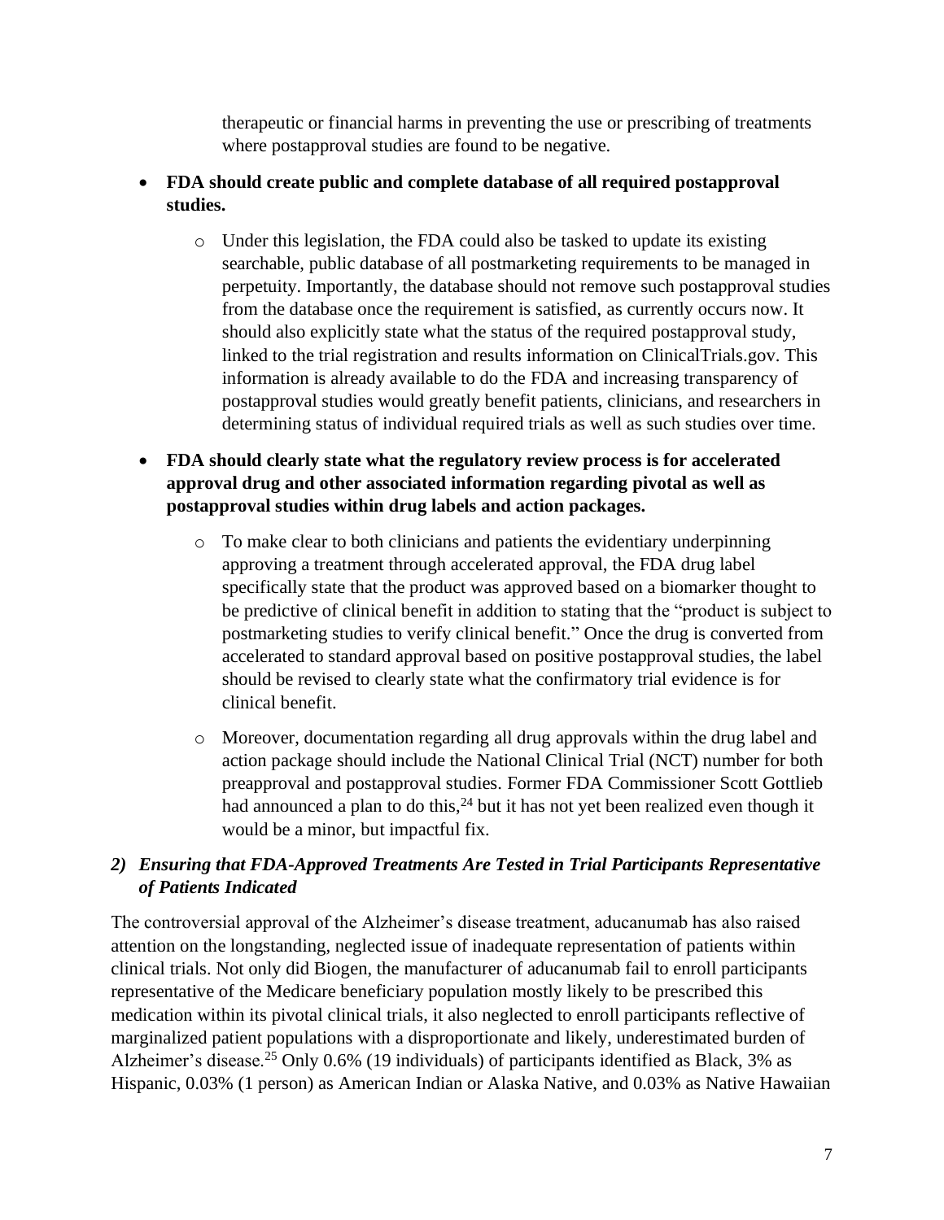therapeutic or financial harms in preventing the use or prescribing of treatments where postapproval studies are found to be negative.

- **FDA should create public and complete database of all required postapproval studies.**
    - Under this legislation, the FDA could also be tasked to update its existing searchable, public database of all postmarketing requirements to be managed in perpetuity. Importantly, the database should not remove such postapproval studies from the database once the requirement is satisfied, as currently occurs now. It should also explicitly state what the status of the required postapproval study, linked to the trial registration and results information on ClinicalTrials.gov. This information is already available to do the FDA and increasing transparency of postapproval studies would greatly benefit patients, clinicians, and researchers in determining status of individual required trials as well as such studies over time.

- **FDA should clearly state what the regulatory review process is for accelerated approval drug and other associated information regarding pivotal as well as postapproval studies within drug labels and action packages.**
    - To make clear to both clinicians and patients the evidentiary underpinning approving a treatment through accelerated approval, the FDA drug label specifically state that the product was approved based on a biomarker thought to be predictive of clinical benefit in addition to stating that the "product is subject to postmarketing studies to verify clinical benefit." Once the drug is converted from accelerated to standard approval based on positive postapproval studies, the label should be revised to clearly state what the confirmatory trial evidence is for clinical benefit.
    - Moreover, documentation regarding all drug approvals within the drug label and action package should include the National Clinical Trial (NCT) number for both preapproval and postapproval studies. Former FDA Commissioner Scott Gottlieb had announced a plan to do this,[24] but it has not yet been realized even though it would be a minor, but impactful fix.

### *2) Ensuring that FDA-Approved Treatments Are Tested in Trial Participants Representative of Patients Indicated*

The controversial approval of the Alzheimer's disease treatment, aducanumab has also raised attention on the longstanding, neglected issue of inadequate representation of patients within clinical trials. Not only did Biogen, the manufacturer of aducanumab fail to enroll participants representative of the Medicare beneficiary population mostly likely to be prescribed this medication within its pivotal clinical trials, it also neglected to enroll participants reflective of marginalized patient populations with a disproportionate and likely, underestimated burden of Alzheimer's disease.[25] Only 0.6% (19 individuals) of participants identified as Black, 3% as Hispanic, 0.03% (1 person) as American Indian or Alaska Native, and 0.03% as Native Hawaiian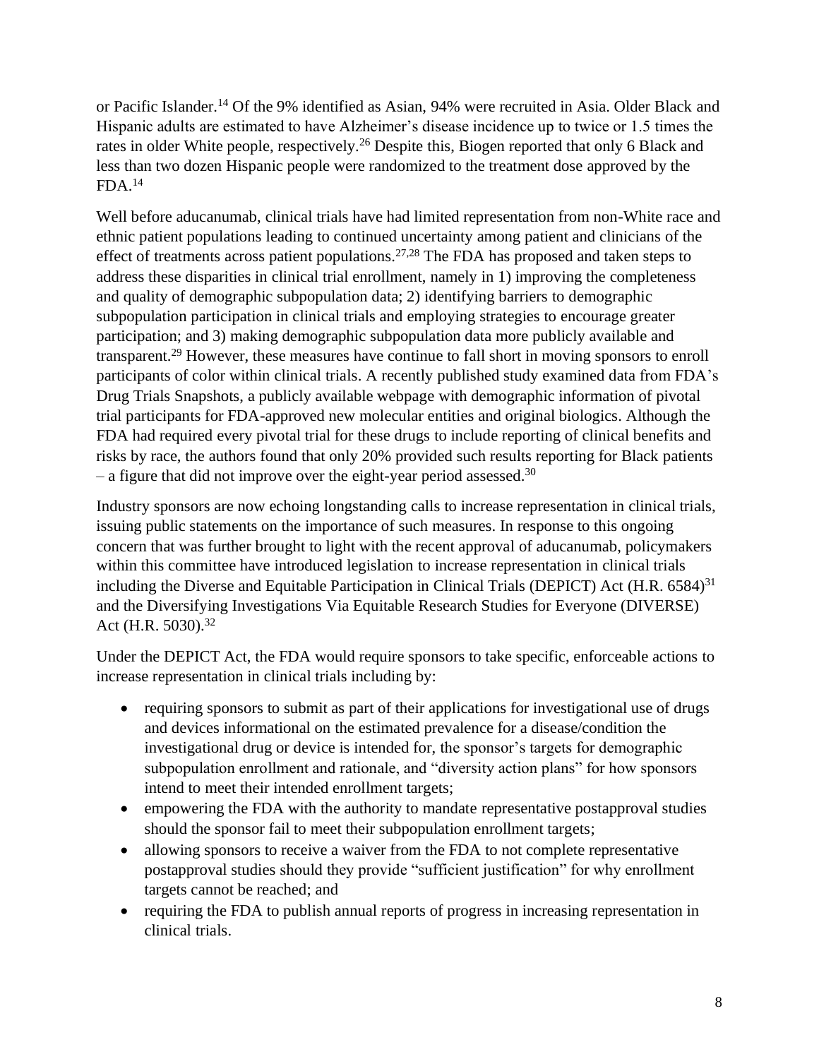or Pacific Islander.[14] Of the 9% identified as Asian, 94% were recruited in Asia. Older Black and Hispanic adults are estimated to have Alzheimer's disease incidence up to twice or 1.5 times the rates in older White people, respectively.[26] Despite this, Biogen reported that only 6 Black and less than two dozen Hispanic people were randomized to the treatment dose approved by the FDA.[14]

Well before aducanumab, clinical trials have had limited representation from non-White race and ethnic patient populations leading to continued uncertainty among patient and clinicians of the effect of treatments across patient populations.[27,28] The FDA has proposed and taken steps to address these disparities in clinical trial enrollment, namely in 1) improving the completeness and quality of demographic subpopulation data; 2) identifying barriers to demographic subpopulation participation in clinical trials and employing strategies to encourage greater participation; and 3) making demographic subpopulation data more publicly available and transparent.[29] However, these measures have continue to fall short in moving sponsors to enroll participants of color within clinical trials. A recently published study examined data from FDA's Drug Trials Snapshots, a publicly available webpage with demographic information of pivotal trial participants for FDA-approved new molecular entities and original biologics. Although the FDA had required every pivotal trial for these drugs to include reporting of clinical benefits and risks by race, the authors found that only 20% provided such results reporting for Black patients – a figure that did not improve over the eight-year period assessed.[30]

Industry sponsors are now echoing longstanding calls to increase representation in clinical trials, issuing public statements on the importance of such measures. In response to this ongoing concern that was further brought to light with the recent approval of aducanumab, policymakers within this committee have introduced legislation to increase representation in clinical trials including the Diverse and Equitable Participation in Clinical Trials (DEPICT) Act (H.R. 6584)[31] and the Diversifying Investigations Via Equitable Research Studies for Everyone (DIVERSE) Act (H.R. 5030).[32]

Under the DEPICT Act, the FDA would require sponsors to take specific, enforceable actions to increase representation in clinical trials including by:

- requiring sponsors to submit as part of their applications for investigational use of drugs and devices informational on the estimated prevalence for a disease/condition the investigational drug or device is intended for, the sponsor's targets for demographic subpopulation enrollment and rationale, and "diversity action plans" for how sponsors intend to meet their intended enrollment targets;
- empowering the FDA with the authority to mandate representative postapproval studies should the sponsor fail to meet their subpopulation enrollment targets;
- allowing sponsors to receive a waiver from the FDA to not complete representative postapproval studies should they provide "sufficient justification" for why enrollment targets cannot be reached; and
- requiring the FDA to publish annual reports of progress in increasing representation in clinical trials.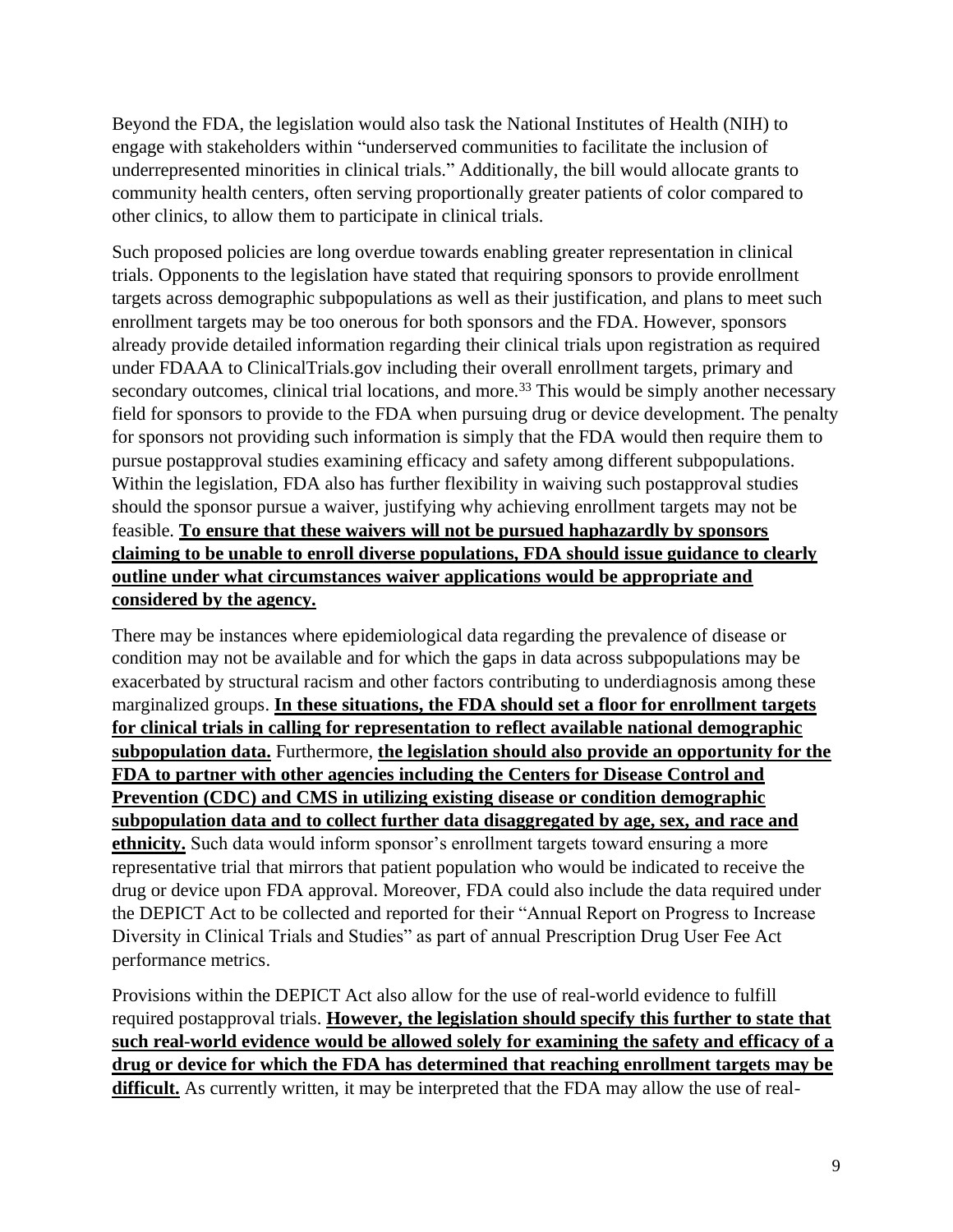Beyond the FDA, the legislation would also task the National Institutes of Health (NIH) to engage with stakeholders within "underserved communities to facilitate the inclusion of underrepresented minorities in clinical trials." Additionally, the bill would allocate grants to community health centers, often serving proportionally greater patients of color compared to other clinics, to allow them to participate in clinical trials.

Such proposed policies are long overdue towards enabling greater representation in clinical trials. Opponents to the legislation have stated that requiring sponsors to provide enrollment targets across demographic subpopulations as well as their justification, and plans to meet such enrollment targets may be too onerous for both sponsors and the FDA. However, sponsors already provide detailed information regarding their clinical trials upon registration as required under FDAAA to ClinicalTrials.gov including their overall enrollment targets, primary and secondary outcomes, clinical trial locations, and more.[33] This would be simply another necessary field for sponsors to provide to the FDA when pursuing drug or device development. The penalty for sponsors not providing such information is simply that the FDA would then require them to pursue postapproval studies examining efficacy and safety among different subpopulations. Within the legislation, FDA also has further flexibility in waiving such postapproval studies should the sponsor pursue a waiver, justifying why achieving enrollment targets may not be feasible. **To ensure that these waivers will not be pursued haphazardly by sponsors claiming to be unable to enroll diverse populations, FDA should issue guidance to clearly outline under what circumstances waiver applications would be appropriate and considered by the agency.**

There may be instances where epidemiological data regarding the prevalence of disease or condition may not be available and for which the gaps in data across subpopulations may be exacerbated by structural racism and other factors contributing to underdiagnosis among these marginalized groups. **In these situations, the FDA should set a floor for enrollment targets for clinical trials in calling for representation to reflect available national demographic subpopulation data.** Furthermore, **the legislation should also provide an opportunity for the FDA to partner with other agencies including the Centers for Disease Control and Prevention (CDC) and CMS in utilizing existing disease or condition demographic subpopulation data and to collect further data disaggregated by age, sex, and race and ethnicity.** Such data would inform sponsor's enrollment targets toward ensuring a more representative trial that mirrors that patient population who would be indicated to receive the drug or device upon FDA approval. Moreover, FDA could also include the data required under the DEPICT Act to be collected and reported for their "Annual Report on Progress to Increase Diversity in Clinical Trials and Studies" as part of annual Prescription Drug User Fee Act performance metrics.

Provisions within the DEPICT Act also allow for the use of real-world evidence to fulfill required postapproval trials. **However, the legislation should specify this further to state that such real-world evidence would be allowed solely for examining the safety and efficacy of a drug or device for which the FDA has determined that reaching enrollment targets may be difficult.** As currently written, it may be interpreted that the FDA may allow the use of real-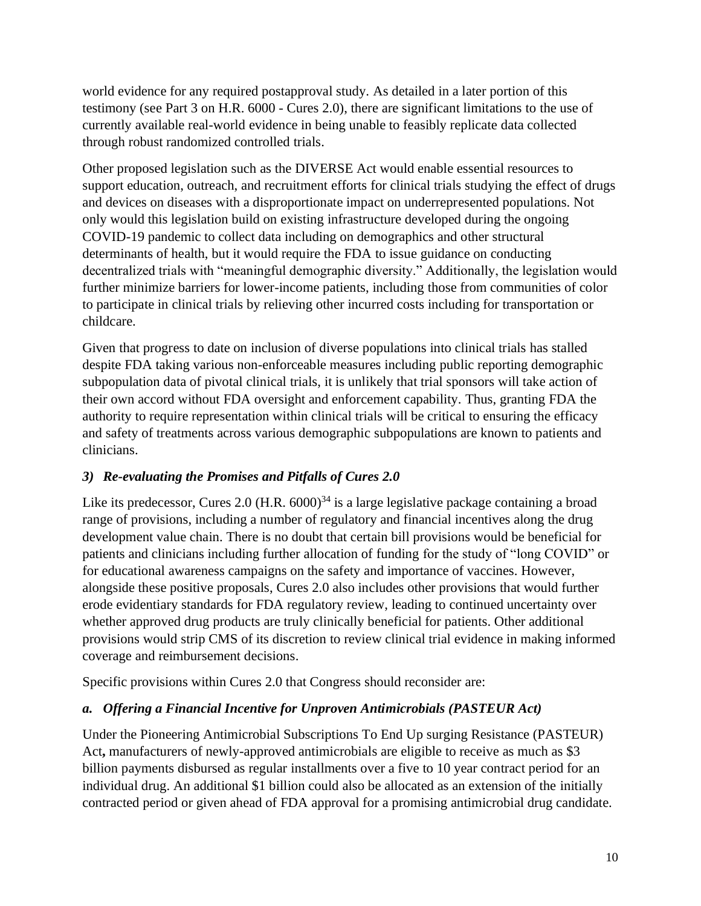world evidence for any required postapproval study. As detailed in a later portion of this testimony (see Part 3 on H.R. 6000 - Cures 2.0), there are significant limitations to the use of currently available real-world evidence in being unable to feasibly replicate data collected through robust randomized controlled trials.

Other proposed legislation such as the DIVERSE Act would enable essential resources to support education, outreach, and recruitment efforts for clinical trials studying the effect of drugs and devices on diseases with a disproportionate impact on underrepresented populations. Not only would this legislation build on existing infrastructure developed during the ongoing COVID-19 pandemic to collect data including on demographics and other structural determinants of health, but it would require the FDA to issue guidance on conducting decentralized trials with "meaningful demographic diversity." Additionally, the legislation would further minimize barriers for lower-income patients, including those from communities of color to participate in clinical trials by relieving other incurred costs including for transportation or childcare.

Given that progress to date on inclusion of diverse populations into clinical trials has stalled despite FDA taking various non-enforceable measures including public reporting demographic subpopulation data of pivotal clinical trials, it is unlikely that trial sponsors will take action of their own accord without FDA oversight and enforcement capability. Thus, granting FDA the authority to require representation within clinical trials will be critical to ensuring the efficacy and safety of treatments across various demographic subpopulations are known to patients and clinicians.

### *3) Re-evaluating the Promises and Pitfalls of Cures 2.0*

Like its predecessor, Cures 2.0 (H.R. 6000)[34] is a large legislative package containing a broad range of provisions, including a number of regulatory and financial incentives along the drug development value chain. There is no doubt that certain bill provisions would be beneficial for patients and clinicians including further allocation of funding for the study of "long COVID" or for educational awareness campaigns on the safety and importance of vaccines. However, alongside these positive proposals, Cures 2.0 also includes other provisions that would further erode evidentiary standards for FDA regulatory review, leading to continued uncertainty over whether approved drug products are truly clinically beneficial for patients. Other additional provisions would strip CMS of its discretion to review clinical trial evidence in making informed coverage and reimbursement decisions.

Specific provisions within Cures 2.0 that Congress should reconsider are:

#### *a. Offering a Financial Incentive for Unproven Antimicrobials (PASTEUR Act)*

Under the Pioneering Antimicrobial Subscriptions To End Up surging Resistance (PASTEUR) Act**,** manufacturers of newly-approved antimicrobials are eligible to receive as much as $3 billion payments disbursed as regular installments over a five to 10 year contract period for an individual drug. An additional $1 billion could also be allocated as an extension of the initially contracted period or given ahead of FDA approval for a promising antimicrobial drug candidate.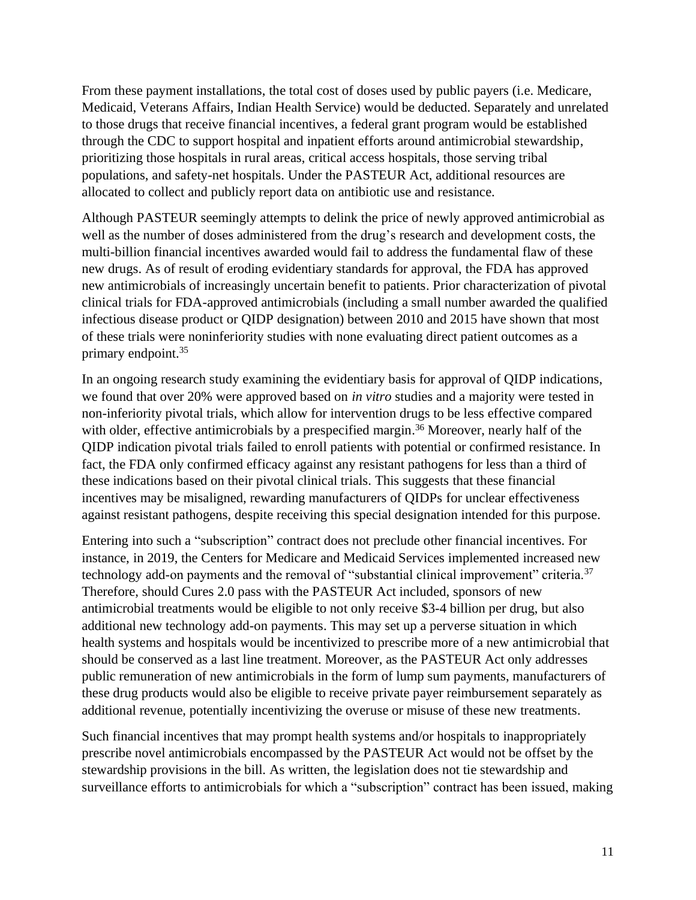From these payment installations, the total cost of doses used by public payers (i.e. Medicare, Medicaid, Veterans Affairs, Indian Health Service) would be deducted. Separately and unrelated to those drugs that receive financial incentives, a federal grant program would be established through the CDC to support hospital and inpatient efforts around antimicrobial stewardship, prioritizing those hospitals in rural areas, critical access hospitals, those serving tribal populations, and safety-net hospitals. Under the PASTEUR Act, additional resources are allocated to collect and publicly report data on antibiotic use and resistance.

Although PASTEUR seemingly attempts to delink the price of newly approved antimicrobial as well as the number of doses administered from the drug's research and development costs, the multi-billion financial incentives awarded would fail to address the fundamental flaw of these new drugs. As of result of eroding evidentiary standards for approval, the FDA has approved new antimicrobials of increasingly uncertain benefit to patients. Prior characterization of pivotal clinical trials for FDA-approved antimicrobials (including a small number awarded the qualified infectious disease product or QIDP designation) between 2010 and 2015 have shown that most of these trials were noninferiority studies with none evaluating direct patient outcomes as a primary endpoint.[35]

In an ongoing research study examining the evidentiary basis for approval of QIDP indications, we found that over 20% were approved based on *in vitro* studies and a majority were tested in non-inferiority pivotal trials, which allow for intervention drugs to be less effective compared with older, effective antimicrobials by a prespecified margin.[36] Moreover, nearly half of the QIDP indication pivotal trials failed to enroll patients with potential or confirmed resistance. In fact, the FDA only confirmed efficacy against any resistant pathogens for less than a third of these indications based on their pivotal clinical trials. This suggests that these financial incentives may be misaligned, rewarding manufacturers of QIDPs for unclear effectiveness against resistant pathogens, despite receiving this special designation intended for this purpose.

Entering into such a "subscription" contract does not preclude other financial incentives. For instance, in 2019, the Centers for Medicare and Medicaid Services implemented increased new technology add-on payments and the removal of "substantial clinical improvement" criteria.[37] Therefore, should Cures 2.0 pass with the PASTEUR Act included, sponsors of new antimicrobial treatments would be eligible to not only receive $3-4 billion per drug, but also additional new technology add-on payments. This may set up a perverse situation in which health systems and hospitals would be incentivized to prescribe more of a new antimicrobial that should be conserved as a last line treatment. Moreover, as the PASTEUR Act only addresses public remuneration of new antimicrobials in the form of lump sum payments, manufacturers of these drug products would also be eligible to receive private payer reimbursement separately as additional revenue, potentially incentivizing the overuse or misuse of these new treatments.

Such financial incentives that may prompt health systems and/or hospitals to inappropriately prescribe novel antimicrobials encompassed by the PASTEUR Act would not be offset by the stewardship provisions in the bill. As written, the legislation does not tie stewardship and surveillance efforts to antimicrobials for which a "subscription" contract has been issued, making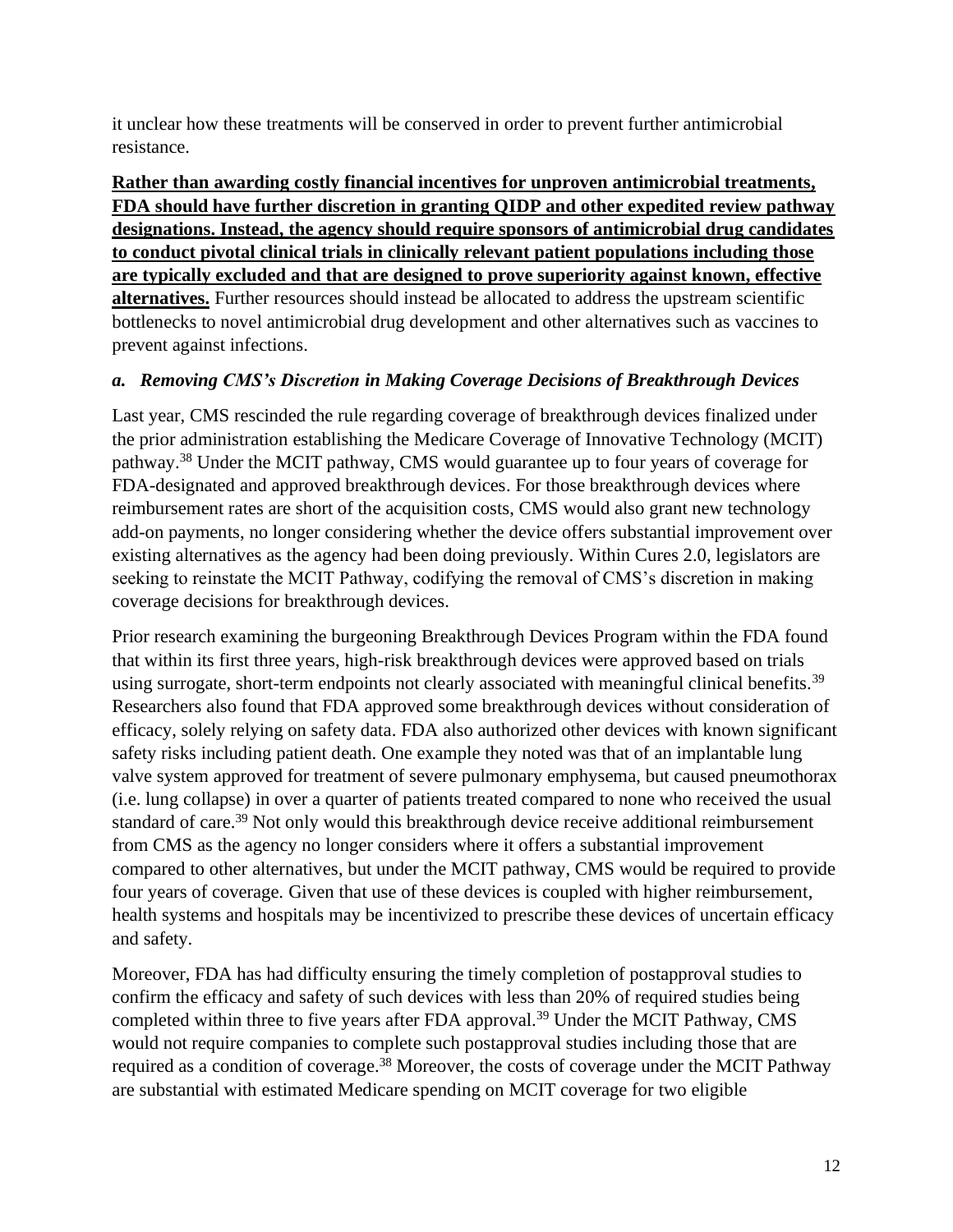it unclear how these treatments will be conserved in order to prevent further antimicrobial resistance.

<u>**Rather than awarding costly financial incentives for unproven antimicrobial treatments, FDA should have further discretion in granting QIDP and other expedited review pathway designations. Instead, the agency should require sponsors of antimicrobial drug candidates to conduct pivotal clinical trials in clinically relevant patient populations including those are typically excluded and that are designed to prove superiority against known, effective alternatives.**</u> Further resources should instead be allocated to address the upstream scientific bottlenecks to novel antimicrobial drug development and other alternatives such as vaccines to prevent against infections.

### *a. Removing CMS's Discretion in Making Coverage Decisions of Breakthrough Devices*

Last year, CMS rescinded the rule regarding coverage of breakthrough devices finalized under the prior administration establishing the Medicare Coverage of Innovative Technology (MCIT) pathway.[38] Under the MCIT pathway, CMS would guarantee up to four years of coverage for FDA-designated and approved breakthrough devices. For those breakthrough devices where reimbursement rates are short of the acquisition costs, CMS would also grant new technology add-on payments, no longer considering whether the device offers substantial improvement over existing alternatives as the agency had been doing previously. Within Cures 2.0, legislators are seeking to reinstate the MCIT Pathway, codifying the removal of CMS's discretion in making coverage decisions for breakthrough devices.

Prior research examining the burgeoning Breakthrough Devices Program within the FDA found that within its first three years, high-risk breakthrough devices were approved based on trials using surrogate, short-term endpoints not clearly associated with meaningful clinical benefits.[39] Researchers also found that FDA approved some breakthrough devices without consideration of efficacy, solely relying on safety data. FDA also authorized other devices with known significant safety risks including patient death. One example they noted was that of an implantable lung valve system approved for treatment of severe pulmonary emphysema, but caused pneumothorax (i.e. lung collapse) in over a quarter of patients treated compared to none who received the usual standard of care.[39] Not only would this breakthrough device receive additional reimbursement from CMS as the agency no longer considers where it offers a substantial improvement compared to other alternatives, but under the MCIT pathway, CMS would be required to provide four years of coverage. Given that use of these devices is coupled with higher reimbursement, health systems and hospitals may be incentivized to prescribe these devices of uncertain efficacy and safety.

Moreover, FDA has had difficulty ensuring the timely completion of postapproval studies to confirm the efficacy and safety of such devices with less than 20% of required studies being completed within three to five years after FDA approval.[39] Under the MCIT Pathway, CMS would not require companies to complete such postapproval studies including those that are required as a condition of coverage.[38] Moreover, the costs of coverage under the MCIT Pathway are substantial with estimated Medicare spending on MCIT coverage for two eligible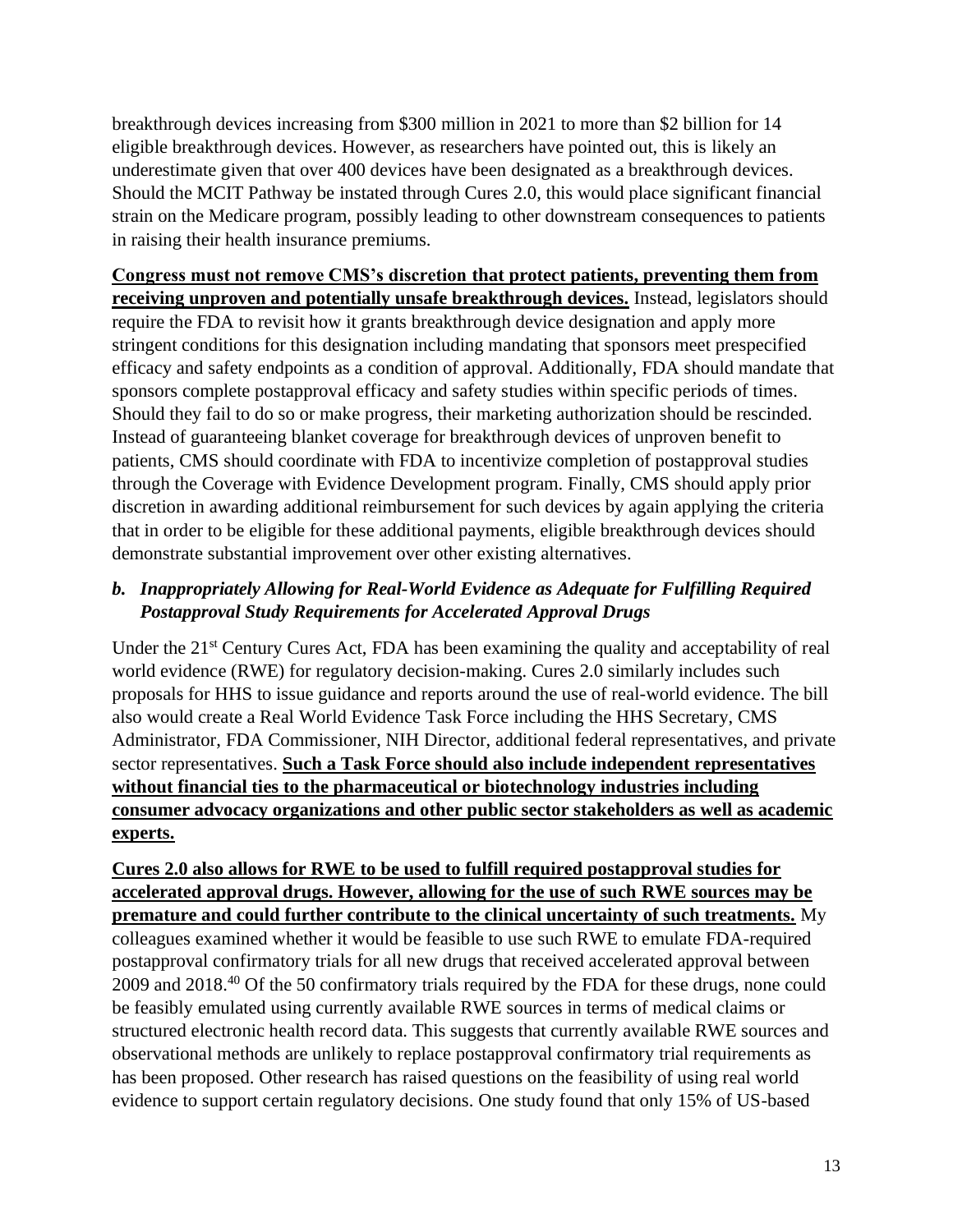breakthrough devices increasing from $300 million in 2021 to more than $2 billion for 14 eligible breakthrough devices. However, as researchers have pointed out, this is likely an underestimate given that over 400 devices have been designated as a breakthrough devices. Should the MCIT Pathway be instated through Cures 2.0, this would place significant financial strain on the Medicare program, possibly leading to other downstream consequences to patients in raising their health insurance premiums.

**Congress must not remove CMS's discretion that protect patients, preventing them from receiving unproven and potentially unsafe breakthrough devices.** Instead, legislators should require the FDA to revisit how it grants breakthrough device designation and apply more stringent conditions for this designation including mandating that sponsors meet prespecified efficacy and safety endpoints as a condition of approval. Additionally, FDA should mandate that sponsors complete postapproval efficacy and safety studies within specific periods of times. Should they fail to do so or make progress, their marketing authorization should be rescinded. Instead of guaranteeing blanket coverage for breakthrough devices of unproven benefit to patients, CMS should coordinate with FDA to incentivize completion of postapproval studies through the Coverage with Evidence Development program. Finally, CMS should apply prior discretion in awarding additional reimbursement for such devices by again applying the criteria that in order to be eligible for these additional payments, eligible breakthrough devices should demonstrate substantial improvement over other existing alternatives.

### *b. Inappropriately Allowing for Real-World Evidence as Adequate for Fulfilling Required Postapproval Study Requirements for Accelerated Approval Drugs*

Under the 21st Century Cures Act, FDA has been examining the quality and acceptability of real world evidence (RWE) for regulatory decision-making. Cures 2.0 similarly includes such proposals for HHS to issue guidance and reports around the use of real-world evidence. The bill also would create a Real World Evidence Task Force including the HHS Secretary, CMS Administrator, FDA Commissioner, NIH Director, additional federal representatives, and private sector representatives. **Such a Task Force should also include independent representatives without financial ties to the pharmaceutical or biotechnology industries including consumer advocacy organizations and other public sector stakeholders as well as academic experts.**

**Cures 2.0 also allows for RWE to be used to fulfill required postapproval studies for accelerated approval drugs. However, allowing for the use of such RWE sources may be premature and could further contribute to the clinical uncertainty of such treatments.** My colleagues examined whether it would be feasible to use such RWE to emulate FDA-required postapproval confirmatory trials for all new drugs that received accelerated approval between 2009 and 2018.[40] Of the 50 confirmatory trials required by the FDA for these drugs, none could be feasibly emulated using currently available RWE sources in terms of medical claims or structured electronic health record data. This suggests that currently available RWE sources and observational methods are unlikely to replace postapproval confirmatory trial requirements as has been proposed. Other research has raised questions on the feasibility of using real world evidence to support certain regulatory decisions. One study found that only 15% of US-based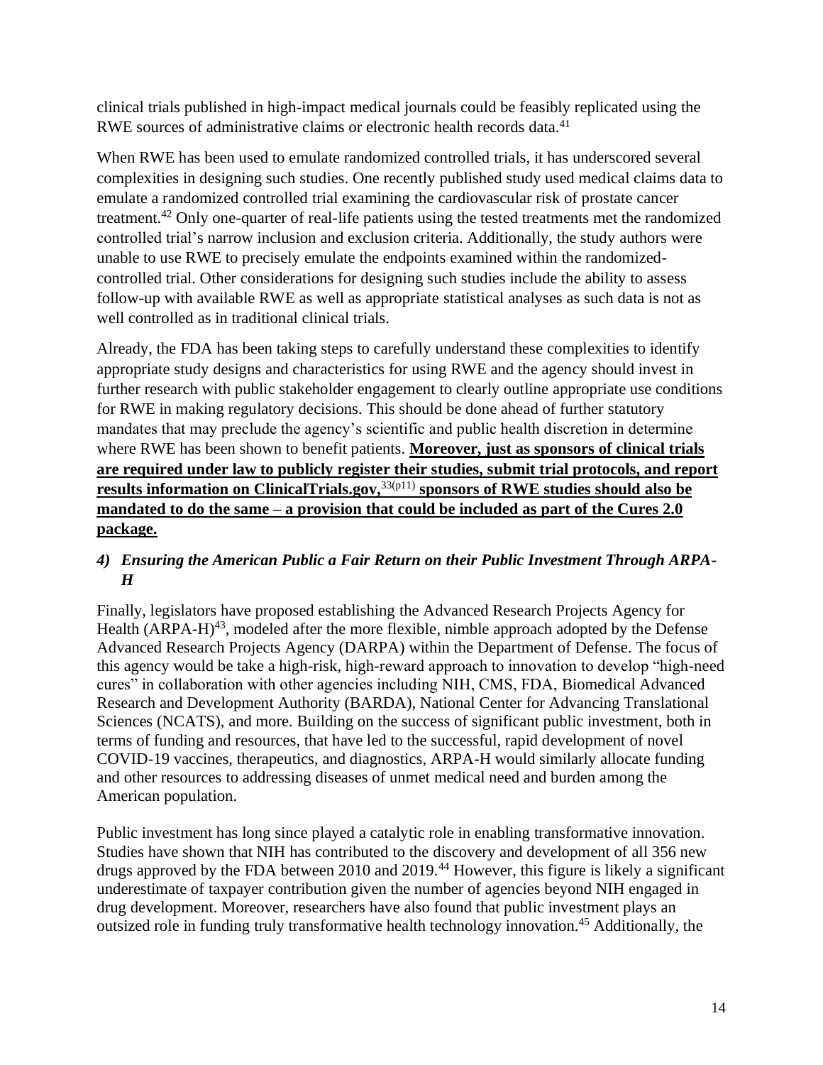clinical trials published in high-impact medical journals could be feasibly replicated using the RWE sources of administrative claims or electronic health records data.[41]

When RWE has been used to emulate randomized controlled trials, it has underscored several complexities in designing such studies. One recently published study used medical claims data to emulate a randomized controlled trial examining the cardiovascular risk of prostate cancer treatment.[42] Only one-quarter of real-life patients using the tested treatments met the randomized controlled trial's narrow inclusion and exclusion criteria. Additionally, the study authors were unable to use RWE to precisely emulate the endpoints examined within the randomized-controlled trial. Other considerations for designing such studies include the ability to assess follow-up with available RWE as well as appropriate statistical analyses as such data is not as well controlled as in traditional clinical trials.

Already, the FDA has been taking steps to carefully understand these complexities to identify appropriate study designs and characteristics for using RWE and the agency should invest in further research with public stakeholder engagement to clearly outline appropriate use conditions for RWE in making regulatory decisions. This should be done ahead of further statutory mandates that may preclude the agency's scientific and public health discretion in determine where RWE has been shown to benefit patients. **Moreover, just as sponsors of clinical trials are required under law to publicly register their studies, submit trial protocols, and report results information on ClinicalTrials.gov,**[33(p11)] **sponsors of RWE studies should also be mandated to do the same – a provision that could be included as part of the Cures 2.0 package.**

### *4) Ensuring the American Public a Fair Return on their Public Investment Through ARPA-H*

Finally, legislators have proposed establishing the Advanced Research Projects Agency for Health (ARPA-H)[43], modeled after the more flexible, nimble approach adopted by the Defense Advanced Research Projects Agency (DARPA) within the Department of Defense. The focus of this agency would be take a high-risk, high-reward approach to innovation to develop "high-need cures" in collaboration with other agencies including NIH, CMS, FDA, Biomedical Advanced Research and Development Authority (BARDA), National Center for Advancing Translational Sciences (NCATS), and more. Building on the success of significant public investment, both in terms of funding and resources, that have led to the successful, rapid development of novel COVID-19 vaccines, therapeutics, and diagnostics, ARPA-H would similarly allocate funding and other resources to addressing diseases of unmet medical need and burden among the American population.

Public investment has long since played a catalytic role in enabling transformative innovation. Studies have shown that NIH has contributed to the discovery and development of all 356 new drugs approved by the FDA between 2010 and 2019.[44] However, this figure is likely a significant underestimate of taxpayer contribution given the number of agencies beyond NIH engaged in drug development. Moreover, researchers have also found that public investment plays an outsized role in funding truly transformative health technology innovation.[45] Additionally, the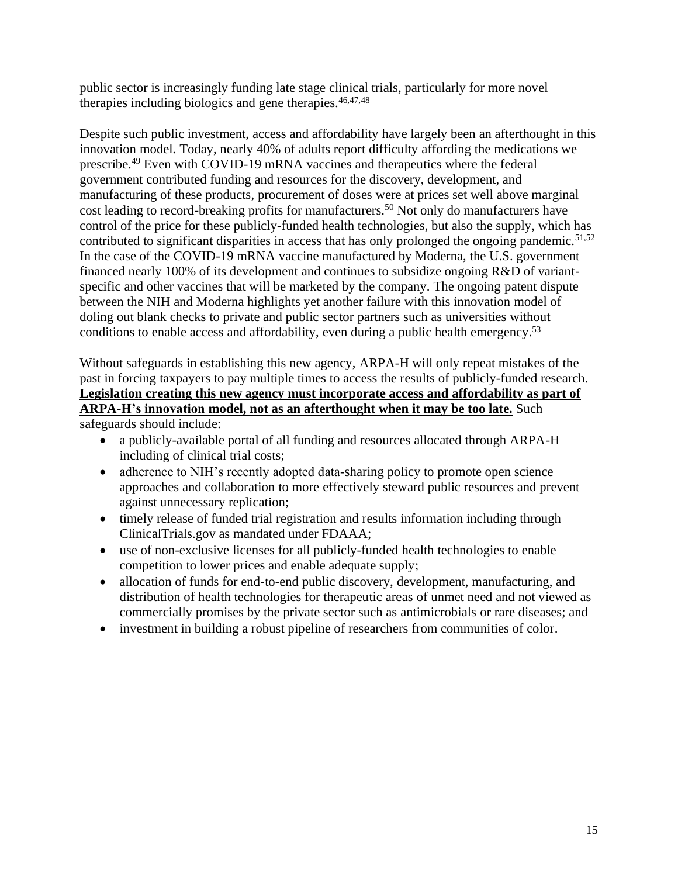public sector is increasingly funding late stage clinical trials, particularly for more novel therapies including biologics and gene therapies.[46,47,48]

Despite such public investment, access and affordability have largely been an afterthought in this innovation model. Today, nearly 40% of adults report difficulty affording the medications we prescribe.[49] Even with COVID-19 mRNA vaccines and therapeutics where the federal government contributed funding and resources for the discovery, development, and manufacturing of these products, procurement of doses were at prices set well above marginal cost leading to record-breaking profits for manufacturers.[50] Not only do manufacturers have control of the price for these publicly-funded health technologies, but also the supply, which has contributed to significant disparities in access that has only prolonged the ongoing pandemic.[51,52] In the case of the COVID-19 mRNA vaccine manufactured by Moderna, the U.S. government financed nearly 100% of its development and continues to subsidize ongoing R&D of variant-specific and other vaccines that will be marketed by the company. The ongoing patent dispute between the NIH and Moderna highlights yet another failure with this innovation model of doling out blank checks to private and public sector partners such as universities without conditions to enable access and affordability, even during a public health emergency.[53]

Without safeguards in establishing this new agency, ARPA-H will only repeat mistakes of the past in forcing taxpayers to pay multiple times to access the results of publicly-funded research. **Legislation creating this new agency must incorporate access and affordability as part of ARPA-H's innovation model, not as an afterthought when it may be too late.** Such safeguards should include:

- a publicly-available portal of all funding and resources allocated through ARPA-H including of clinical trial costs;
- adherence to NIH's recently adopted data-sharing policy to promote open science approaches and collaboration to more effectively steward public resources and prevent against unnecessary replication;
- timely release of funded trial registration and results information including through ClinicalTrials.gov as mandated under FDAAA;
- use of non-exclusive licenses for all publicly-funded health technologies to enable competition to lower prices and enable adequate supply;
- allocation of funds for end-to-end public discovery, development, manufacturing, and distribution of health technologies for therapeutic areas of unmet need and not viewed as commercially promises by the private sector such as antimicrobials or rare diseases; and
- investment in building a robust pipeline of researchers from communities of color.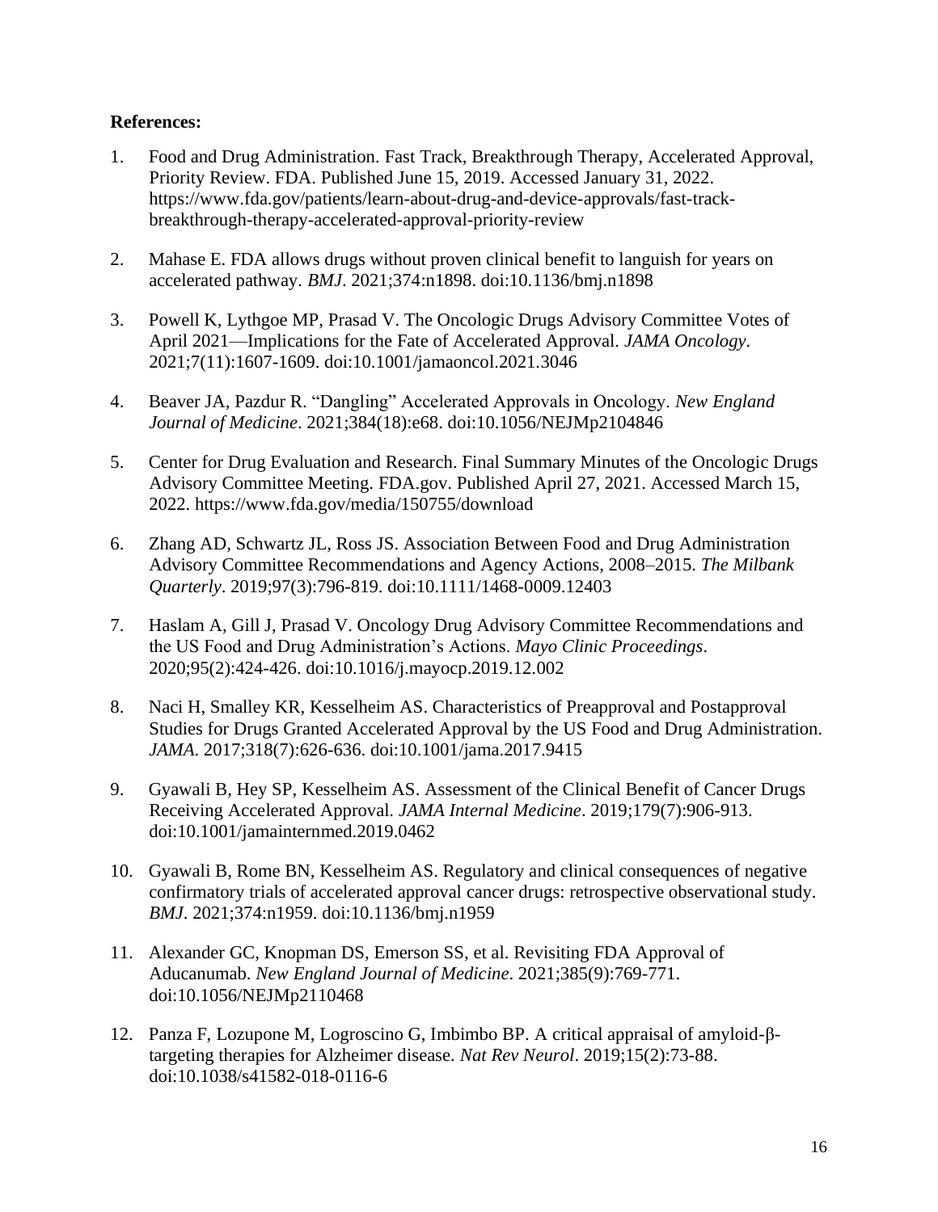**References:**

1. Food and Drug Administration. Fast Track, Breakthrough Therapy, Accelerated Approval, Priority Review. FDA. Published June 15, 2019. Accessed January 31, 2022. https://www.fda.gov/patients/learn-about-drug-and-device-approvals/fast-track-breakthrough-therapy-accelerated-approval-priority-review

2. Mahase E. FDA allows drugs without proven clinical benefit to languish for years on accelerated pathway. *BMJ*. 2021;374:n1898. doi:10.1136/bmj.n1898

3. Powell K, Lythgoe MP, Prasad V. The Oncologic Drugs Advisory Committee Votes of April 2021—Implications for the Fate of Accelerated Approval. *JAMA Oncology*. 2021;7(11):1607-1609. doi:10.1001/jamaoncol.2021.3046

4. Beaver JA, Pazdur R. "Dangling" Accelerated Approvals in Oncology. *New England Journal of Medicine*. 2021;384(18):e68. doi:10.1056/NEJMp2104846

5. Center for Drug Evaluation and Research. Final Summary Minutes of the Oncologic Drugs Advisory Committee Meeting. FDA.gov. Published April 27, 2021. Accessed March 15, 2022. https://www.fda.gov/media/150755/download

6. Zhang AD, Schwartz JL, Ross JS. Association Between Food and Drug Administration Advisory Committee Recommendations and Agency Actions, 2008–2015. *The Milbank Quarterly*. 2019;97(3):796-819. doi:10.1111/1468-0009.12403

7. Haslam A, Gill J, Prasad V. Oncology Drug Advisory Committee Recommendations and the US Food and Drug Administration's Actions. *Mayo Clinic Proceedings*. 2020;95(2):424-426. doi:10.1016/j.mayocp.2019.12.002

8. Naci H, Smalley KR, Kesselheim AS. Characteristics of Preapproval and Postapproval Studies for Drugs Granted Accelerated Approval by the US Food and Drug Administration. *JAMA*. 2017;318(7):626-636. doi:10.1001/jama.2017.9415

9. Gyawali B, Hey SP, Kesselheim AS. Assessment of the Clinical Benefit of Cancer Drugs Receiving Accelerated Approval. *JAMA Internal Medicine*. 2019;179(7):906-913. doi:10.1001/jamainternmed.2019.0462

10. Gyawali B, Rome BN, Kesselheim AS. Regulatory and clinical consequences of negative confirmatory trials of accelerated approval cancer drugs: retrospective observational study. *BMJ*. 2021;374:n1959. doi:10.1136/bmj.n1959

11. Alexander GC, Knopman DS, Emerson SS, et al. Revisiting FDA Approval of Aducanumab. *New England Journal of Medicine*. 2021;385(9):769-771. doi:10.1056/NEJMp2110468

12. Panza F, Lozupone M, Logroscino G, Imbimbo BP. A critical appraisal of amyloid-β-targeting therapies for Alzheimer disease. *Nat Rev Neurol*. 2019;15(2):73-88. doi:10.1038/s41582-018-0116-6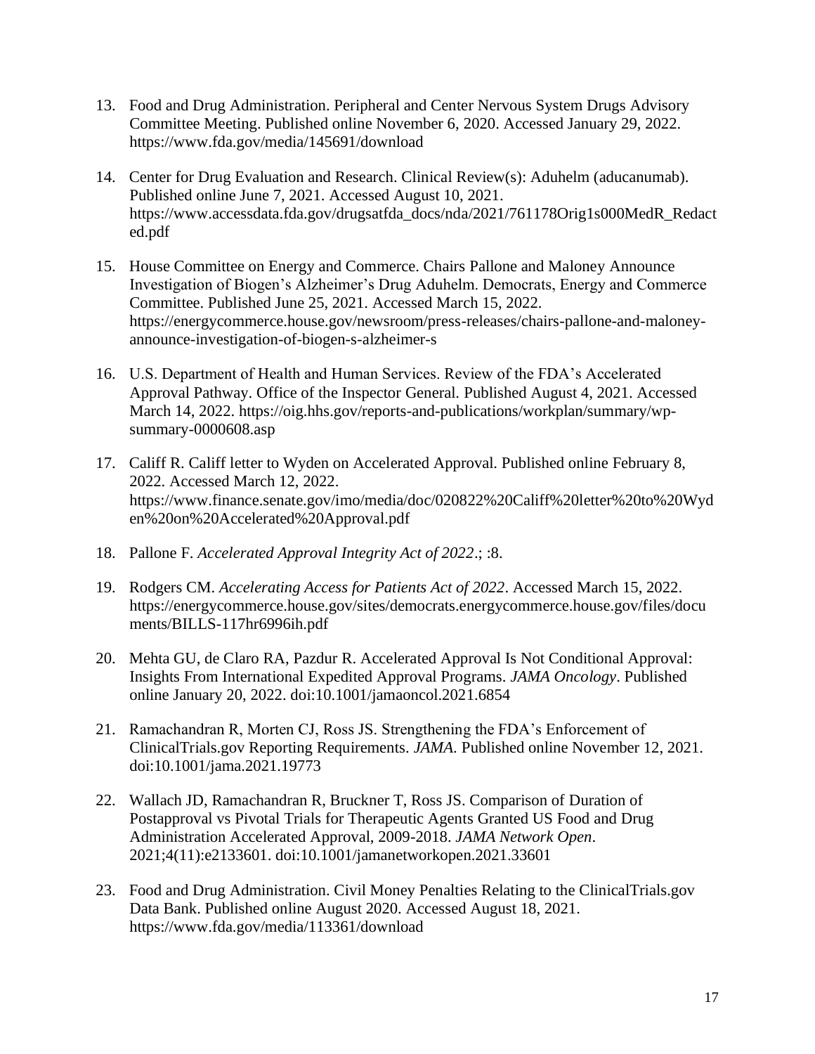13. Food and Drug Administration. Peripheral and Center Nervous System Drugs Advisory Committee Meeting. Published online November 6, 2020. Accessed January 29, 2022. https://www.fda.gov/media/145691/download

14. Center for Drug Evaluation and Research. Clinical Review(s): Aduhelm (aducanumab). Published online June 7, 2021. Accessed August 10, 2021. https://www.accessdata.fda.gov/drugsatfda_docs/nda/2021/761178Orig1s000MedR_Redacted.pdf

15. House Committee on Energy and Commerce. Chairs Pallone and Maloney Announce Investigation of Biogen's Alzheimer's Drug Aduhelm. Democrats, Energy and Commerce Committee. Published June 25, 2021. Accessed March 15, 2022. https://energycommerce.house.gov/newsroom/press-releases/chairs-pallone-and-maloney-announce-investigation-of-biogen-s-alzheimer-s

16. U.S. Department of Health and Human Services. Review of the FDA's Accelerated Approval Pathway. Office of the Inspector General. Published August 4, 2021. Accessed March 14, 2022. https://oig.hhs.gov/reports-and-publications/workplan/summary/wp-summary-0000608.asp

17. Califf R. Califf letter to Wyden on Accelerated Approval. Published online February 8, 2022. Accessed March 12, 2022. https://www.finance.senate.gov/imo/media/doc/020822%20Califf%20letter%20to%20Wyden%20on%20Accelerated%20Approval.pdf

18. Pallone F. *Accelerated Approval Integrity Act of 2022*.; :8.

19. Rodgers CM. *Accelerating Access for Patients Act of 2022*. Accessed March 15, 2022. https://energycommerce.house.gov/sites/democrats.energycommerce.house.gov/files/documents/BILLS-117hr6996ih.pdf

20. Mehta GU, de Claro RA, Pazdur R. Accelerated Approval Is Not Conditional Approval: Insights From International Expedited Approval Programs. *JAMA Oncology*. Published online January 20, 2022. doi:10.1001/jamaoncol.2021.6854

21. Ramachandran R, Morten CJ, Ross JS. Strengthening the FDA's Enforcement of ClinicalTrials.gov Reporting Requirements. *JAMA*. Published online November 12, 2021. doi:10.1001/jama.2021.19773

22. Wallach JD, Ramachandran R, Bruckner T, Ross JS. Comparison of Duration of Postapproval vs Pivotal Trials for Therapeutic Agents Granted US Food and Drug Administration Accelerated Approval, 2009-2018. *JAMA Network Open*. 2021;4(11):e2133601. doi:10.1001/jamanetworkopen.2021.33601

23. Food and Drug Administration. Civil Money Penalties Relating to the ClinicalTrials.gov Data Bank. Published online August 2020. Accessed August 18, 2021. https://www.fda.gov/media/113361/download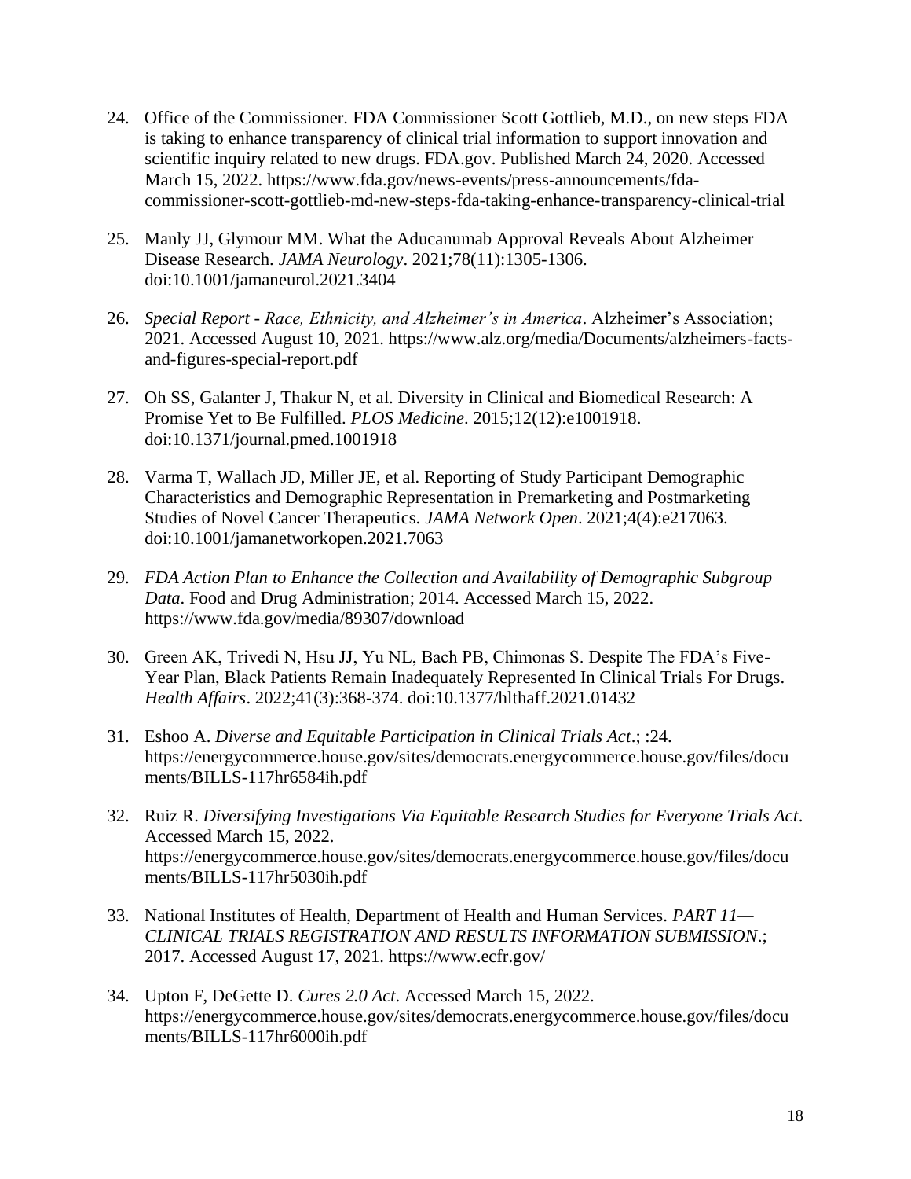24. Office of the Commissioner. FDA Commissioner Scott Gottlieb, M.D., on new steps FDA is taking to enhance transparency of clinical trial information to support innovation and scientific inquiry related to new drugs. FDA.gov. Published March 24, 2020. Accessed March 15, 2022. https://www.fda.gov/news-events/press-announcements/fda-commissioner-scott-gottlieb-md-new-steps-fda-taking-enhance-transparency-clinical-trial

25. Manly JJ, Glymour MM. What the Aducanumab Approval Reveals About Alzheimer Disease Research. *JAMA Neurology*. 2021;78(11):1305-1306. doi:10.1001/jamaneurol.2021.3404

26. *Special Report - Race, Ethnicity, and Alzheimer's in America*. Alzheimer's Association; 2021. Accessed August 10, 2021. https://www.alz.org/media/Documents/alzheimers-facts-and-figures-special-report.pdf

27. Oh SS, Galanter J, Thakur N, et al. Diversity in Clinical and Biomedical Research: A Promise Yet to Be Fulfilled. *PLOS Medicine*. 2015;12(12):e1001918. doi:10.1371/journal.pmed.1001918

28. Varma T, Wallach JD, Miller JE, et al. Reporting of Study Participant Demographic Characteristics and Demographic Representation in Premarketing and Postmarketing Studies of Novel Cancer Therapeutics. *JAMA Network Open*. 2021;4(4):e217063. doi:10.1001/jamanetworkopen.2021.7063

29. *FDA Action Plan to Enhance the Collection and Availability of Demographic Subgroup Data*. Food and Drug Administration; 2014. Accessed March 15, 2022. https://www.fda.gov/media/89307/download

30. Green AK, Trivedi N, Hsu JJ, Yu NL, Bach PB, Chimonas S. Despite The FDA's Five-Year Plan, Black Patients Remain Inadequately Represented In Clinical Trials For Drugs. *Health Affairs*. 2022;41(3):368-374. doi:10.1377/hlthaff.2021.01432

31. Eshoo A. *Diverse and Equitable Participation in Clinical Trials Act*.; :24. https://energycommerce.house.gov/sites/democrats.energycommerce.house.gov/files/documents/BILLS-117hr6584ih.pdf

32. Ruiz R. *Diversifying Investigations Via Equitable Research Studies for Everyone Trials Act*. Accessed March 15, 2022. https://energycommerce.house.gov/sites/democrats.energycommerce.house.gov/files/documents/BILLS-117hr5030ih.pdf

33. National Institutes of Health, Department of Health and Human Services. *PART 11—CLINICAL TRIALS REGISTRATION AND RESULTS INFORMATION SUBMISSION*.; 2017. Accessed August 17, 2021. https://www.ecfr.gov/

34. Upton F, DeGette D. *Cures 2.0 Act*. Accessed March 15, 2022. https://energycommerce.house.gov/sites/democrats.energycommerce.house.gov/files/documents/BILLS-117hr6000ih.pdf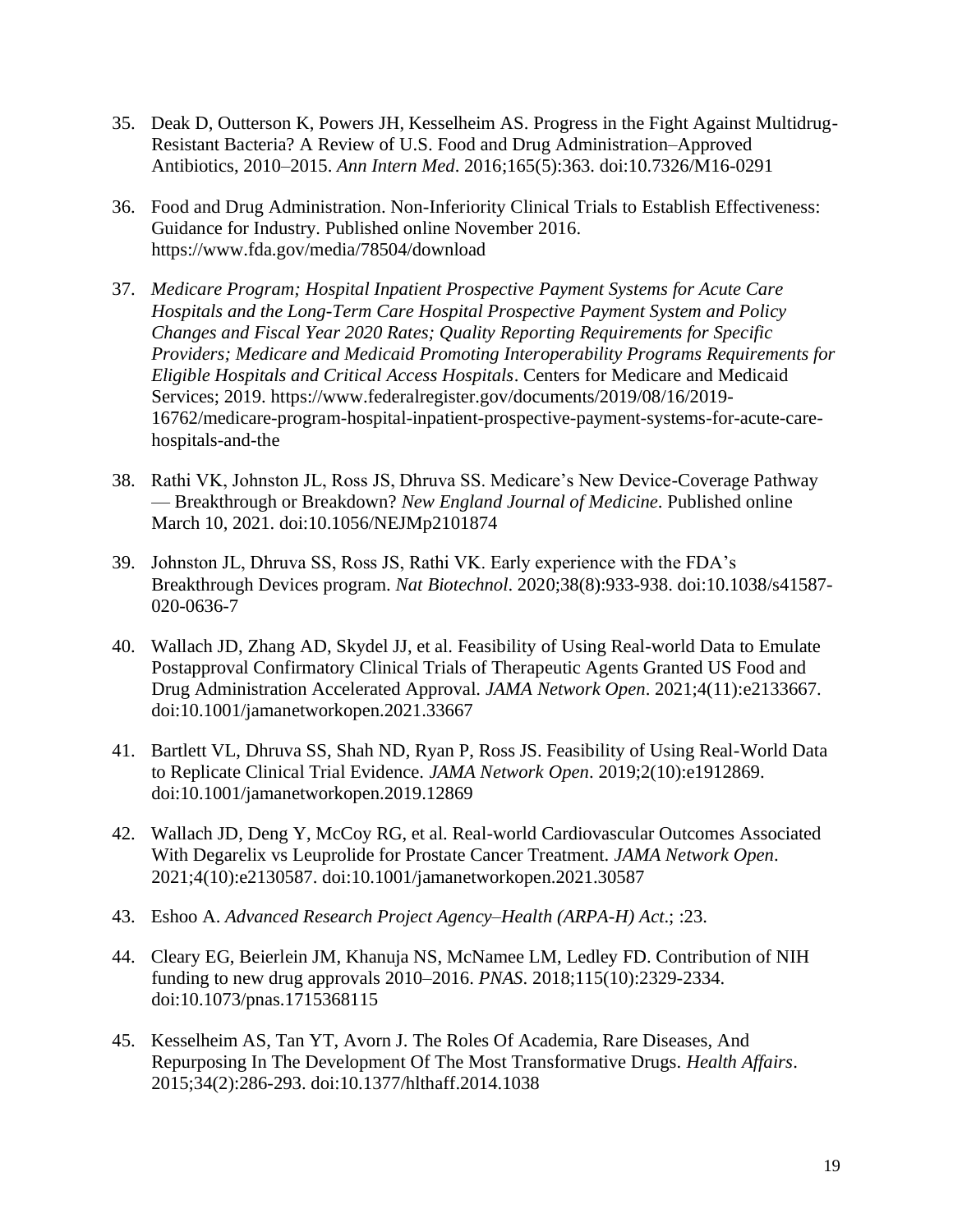35. Deak D, Outterson K, Powers JH, Kesselheim AS. Progress in the Fight Against Multidrug-Resistant Bacteria? A Review of U.S. Food and Drug Administration–Approved Antibiotics, 2010–2015. *Ann Intern Med*. 2016;165(5):363. doi:10.7326/M16-0291

36. Food and Drug Administration. Non-Inferiority Clinical Trials to Establish Effectiveness: Guidance for Industry. Published online November 2016. https://www.fda.gov/media/78504/download

37. *Medicare Program; Hospital Inpatient Prospective Payment Systems for Acute Care Hospitals and the Long-Term Care Hospital Prospective Payment System and Policy Changes and Fiscal Year 2020 Rates; Quality Reporting Requirements for Specific Providers; Medicare and Medicaid Promoting Interoperability Programs Requirements for Eligible Hospitals and Critical Access Hospitals*. Centers for Medicare and Medicaid Services; 2019. https://www.federalregister.gov/documents/2019/08/16/2019-16762/medicare-program-hospital-inpatient-prospective-payment-systems-for-acute-care-hospitals-and-the

38. Rathi VK, Johnston JL, Ross JS, Dhruva SS. Medicare's New Device-Coverage Pathway — Breakthrough or Breakdown? *New England Journal of Medicine*. Published online March 10, 2021. doi:10.1056/NEJMp2101874

39. Johnston JL, Dhruva SS, Ross JS, Rathi VK. Early experience with the FDA's Breakthrough Devices program. *Nat Biotechnol*. 2020;38(8):933-938. doi:10.1038/s41587-020-0636-7

40. Wallach JD, Zhang AD, Skydel JJ, et al. Feasibility of Using Real-world Data to Emulate Postapproval Confirmatory Clinical Trials of Therapeutic Agents Granted US Food and Drug Administration Accelerated Approval. *JAMA Network Open*. 2021;4(11):e2133667. doi:10.1001/jamanetworkopen.2021.33667

41. Bartlett VL, Dhruva SS, Shah ND, Ryan P, Ross JS. Feasibility of Using Real-World Data to Replicate Clinical Trial Evidence. *JAMA Network Open*. 2019;2(10):e1912869. doi:10.1001/jamanetworkopen.2019.12869

42. Wallach JD, Deng Y, McCoy RG, et al. Real-world Cardiovascular Outcomes Associated With Degarelix vs Leuprolide for Prostate Cancer Treatment. *JAMA Network Open*. 2021;4(10):e2130587. doi:10.1001/jamanetworkopen.2021.30587

43. Eshoo A. *Advanced Research Project Agency–Health (ARPA-H) Act*.; :23.

44. Cleary EG, Beierlein JM, Khanuja NS, McNamee LM, Ledley FD. Contribution of NIH funding to new drug approvals 2010–2016. *PNAS*. 2018;115(10):2329-2334. doi:10.1073/pnas.1715368115

45. Kesselheim AS, Tan YT, Avorn J. The Roles Of Academia, Rare Diseases, And Repurposing In The Development Of The Most Transformative Drugs. *Health Affairs*. 2015;34(2):286-293. doi:10.1377/hlthaff.2014.1038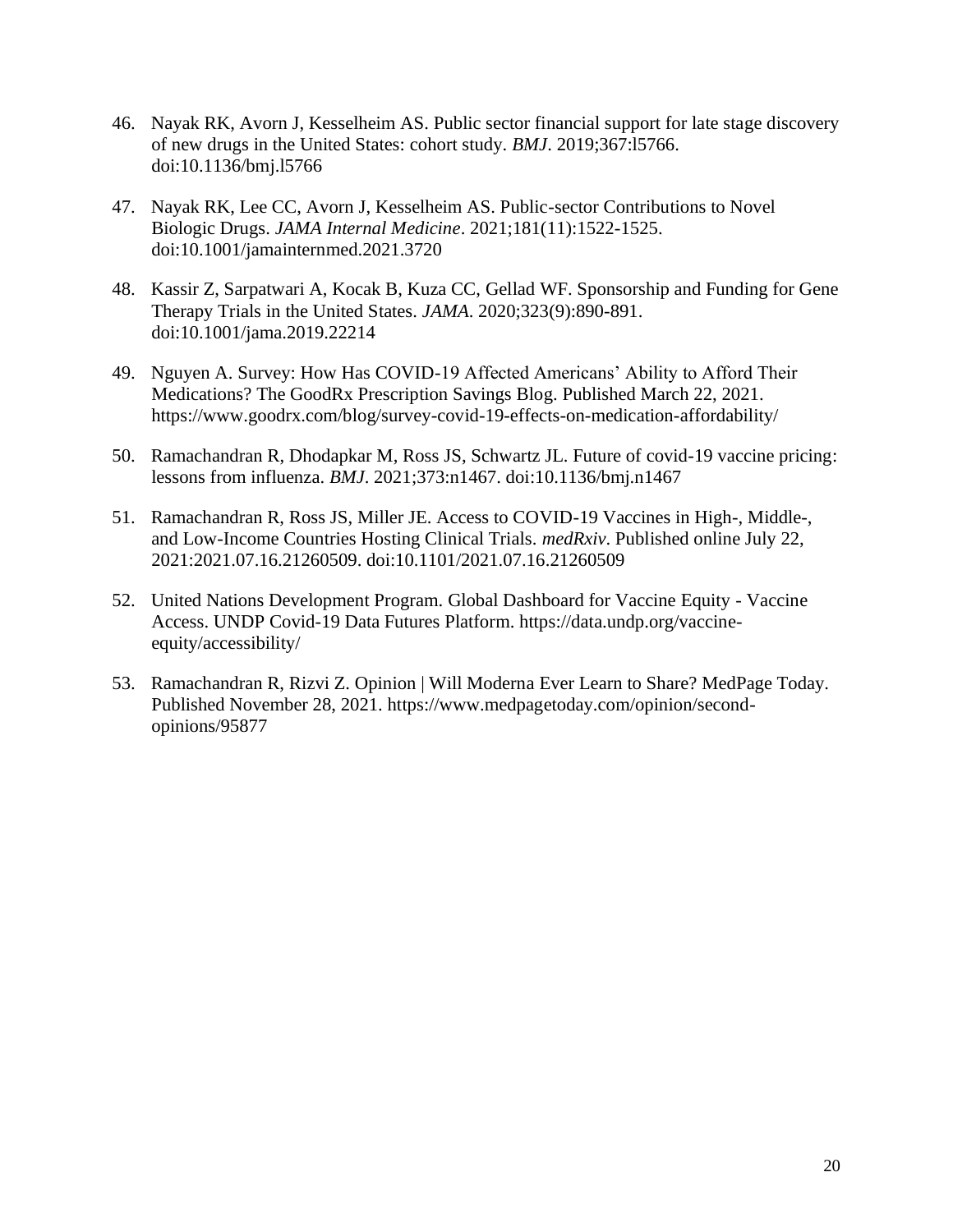46. Nayak RK, Avorn J, Kesselheim AS. Public sector financial support for late stage discovery of new drugs in the United States: cohort study. *BMJ*. 2019;367:l5766. doi:10.1136/bmj.l5766

47. Nayak RK, Lee CC, Avorn J, Kesselheim AS. Public-sector Contributions to Novel Biologic Drugs. *JAMA Internal Medicine*. 2021;181(11):1522-1525. doi:10.1001/jamainternmed.2021.3720

48. Kassir Z, Sarpatwari A, Kocak B, Kuza CC, Gellad WF. Sponsorship and Funding for Gene Therapy Trials in the United States. *JAMA*. 2020;323(9):890-891. doi:10.1001/jama.2019.22214

49. Nguyen A. Survey: How Has COVID-19 Affected Americans' Ability to Afford Their Medications? The GoodRx Prescription Savings Blog. Published March 22, 2021. https://www.goodrx.com/blog/survey-covid-19-effects-on-medication-affordability/

50. Ramachandran R, Dhodapkar M, Ross JS, Schwartz JL. Future of covid-19 vaccine pricing: lessons from influenza. *BMJ*. 2021;373:n1467. doi:10.1136/bmj.n1467

51. Ramachandran R, Ross JS, Miller JE. Access to COVID-19 Vaccines in High-, Middle-, and Low-Income Countries Hosting Clinical Trials. *medRxiv*. Published online July 22, 2021:2021.07.16.21260509. doi:10.1101/2021.07.16.21260509

52. United Nations Development Program. Global Dashboard for Vaccine Equity - Vaccine Access. UNDP Covid-19 Data Futures Platform. https://data.undp.org/vaccine-equity/accessibility/

53. Ramachandran R, Rizvi Z. Opinion | Will Moderna Ever Learn to Share? MedPage Today. Published November 28, 2021. https://www.medpagetoday.com/opinion/second-opinions/95877